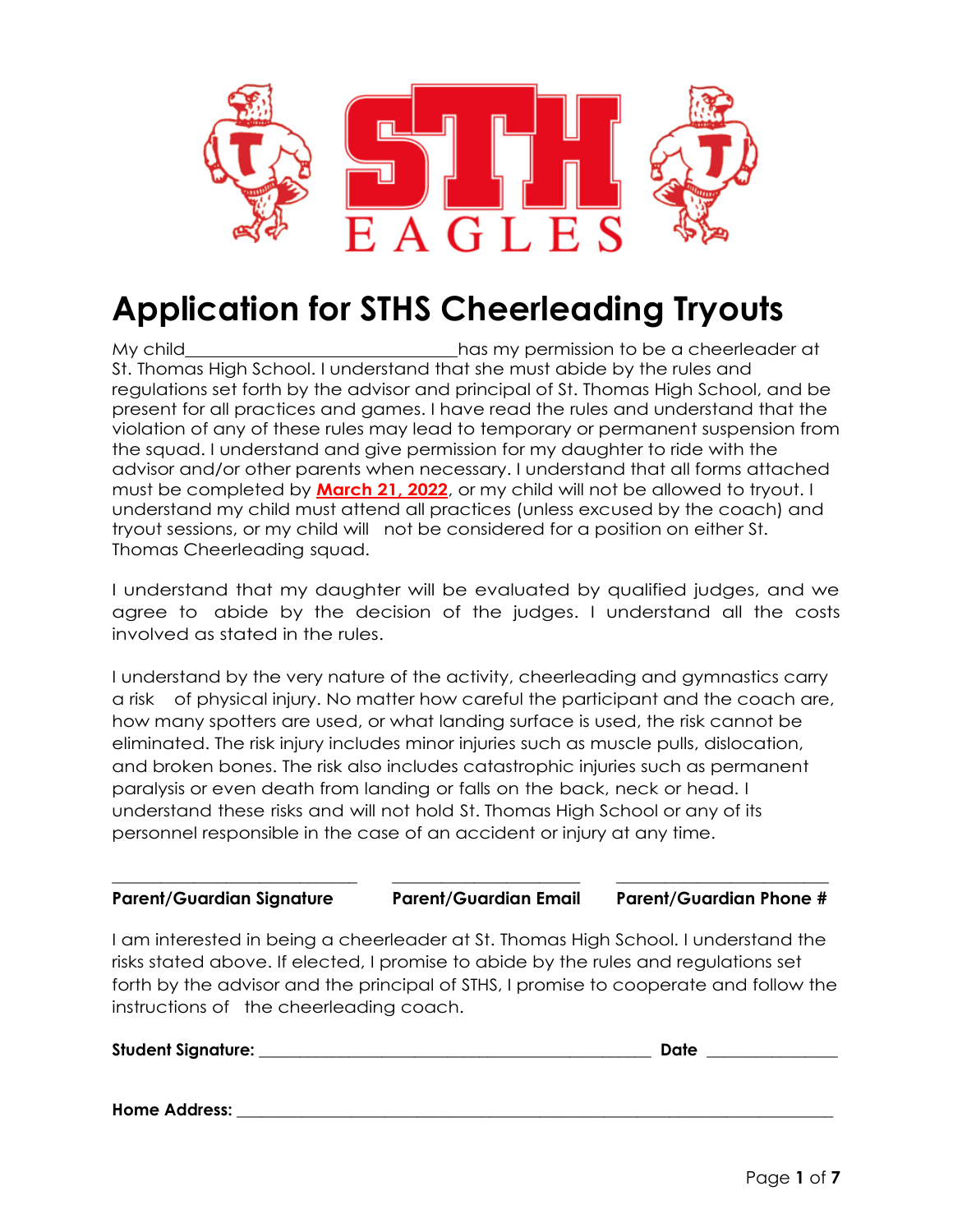STH EAGLES

# Application for STHS Cheerleading Tryouts

My child_______________________________has my permission to be a cheerleader at St. Thomas High School. I understand that she must abide by the rules and regulations set forth by the advisor and principal of St. Thomas High School, and be present for all practices and games. I have read the rules and understand that the violation of any of these rules may lead to temporary or permanent suspension from the squad. I understand and give permission for my daughter to ride with the advisor and/or other parents when necessary. I understand that all forms attached must be completed by **March 21, 2022**, or my child will not be allowed to tryout. I understand my child must attend all practices (unless excused by the coach) and tryout sessions, or my child will not be considered for a position on either St. Thomas Cheerleading squad.

I understand that my daughter will be evaluated by qualified judges, and we agree to abide by the decision of the judges. I understand all the costs involved as stated in the rules.

I understand by the very nature of the activity, cheerleading and gymnastics carry a risk of physical injury. No matter how careful the participant and the coach are, how many spotters are used, or what landing surface is used, the risk cannot be eliminated. The risk injury includes minor injuries such as muscle pulls, dislocation, and broken bones. The risk also includes catastrophic injuries such as permanent paralysis or even death from landing or falls on the back, neck or head. I understand these risks and will not hold St. Thomas High School or any of its personnel responsible in the case of an accident or injury at any time.

_____________________________ _____________________ ________________________

**Parent/Guardian Signature** **Parent/Guardian Email** **Parent/Guardian Phone #**

I am interested in being a cheerleader at St. Thomas High School. I understand the risks stated above. If elected, I promise to abide by the rules and regulations set forth by the advisor and the principal of STHS, I promise to cooperate and follow the instructions of the cheerleading coach.

**Student Signature:** _____________________________________________ **Date** _______________

**Home Address:** ____________________________________________________________________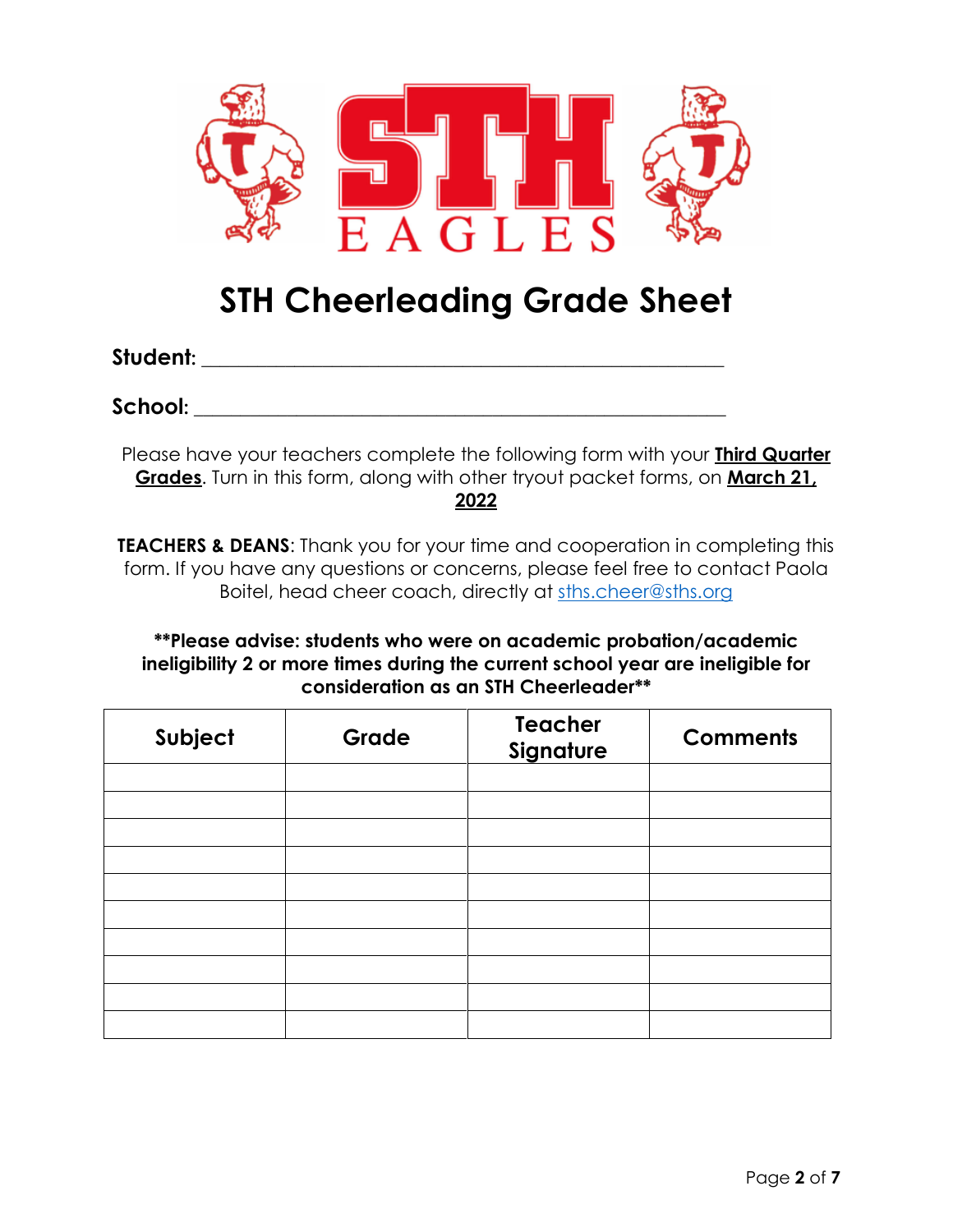STH EAGLES

# STH Cheerleading Grade Sheet

**Student:** ___________________________________________________

**School:** ___________________________________________________

Please have your teachers complete the following form with your **Third Quarter Grades**. Turn in this form, along with other tryout packet forms, on **March 21, 2022**

**TEACHERS & DEANS**: Thank you for your time and cooperation in completing this form. If you have any questions or concerns, please feel free to contact Paola Boitel, head cheer coach, directly at sths.cheer@sths.org

**\*\*Please advise: students who were on academic probation/academic ineligibility 2 or more times during the current school year are ineligible for consideration as an STH Cheerleader\*\***

| Subject | Grade | Teacher Signature | Comments |
|---|---|---|---|
| | | | |
| | | | |
| | | | |
| | | | |
| | | | |
| | | | |
| | | | |
| | | | |
| | | | |
| | | | |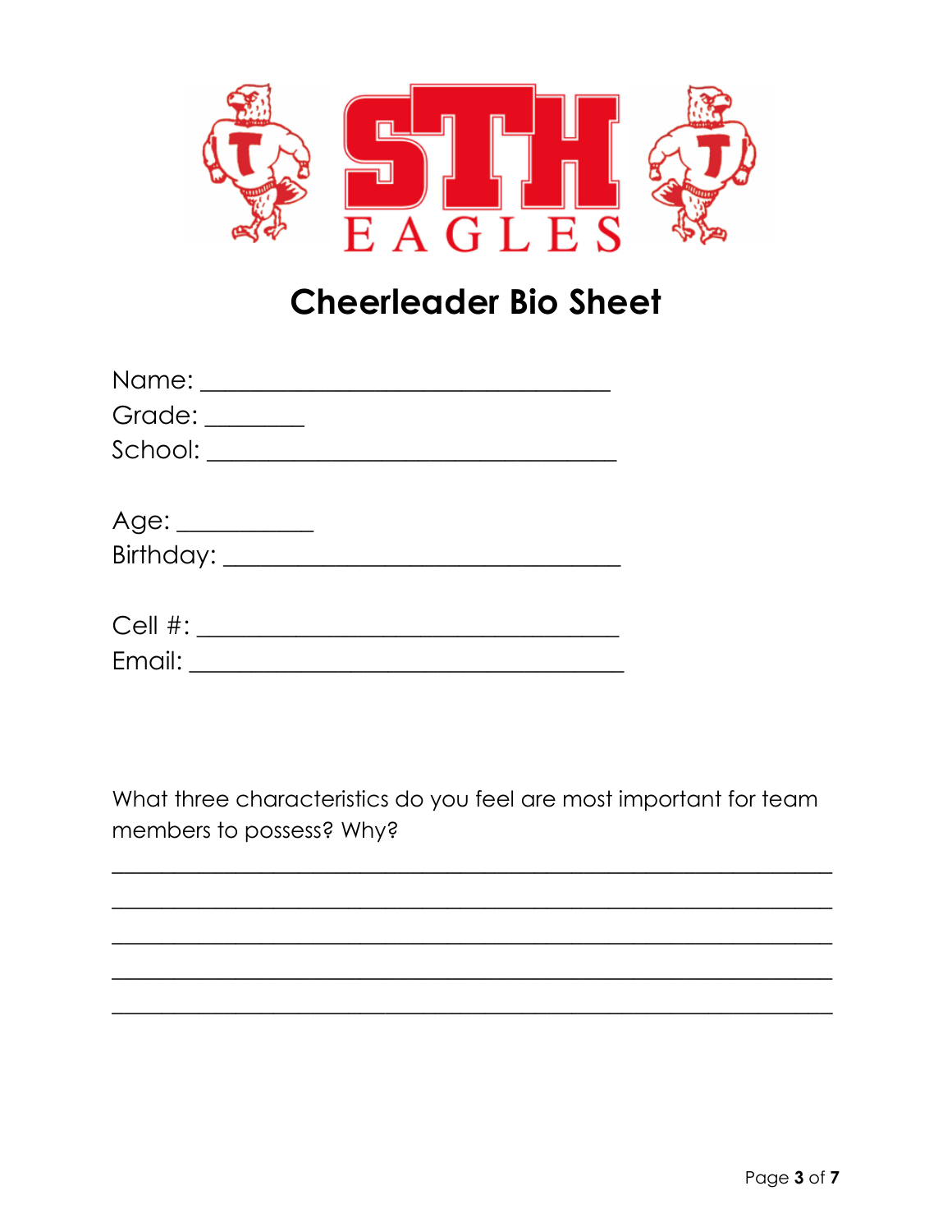STH
EAGLES

# Cheerleader Bio Sheet

Name: ______________________________

Grade: _______

School: ______________________________

Age: __________

Birthday: ______________________________

Cell #: ______________________________

Email: ______________________________

What three characteristics do you feel are most important for team members to possess? Why?

______________________________________________________

______________________________________________________

______________________________________________________

______________________________________________________

______________________________________________________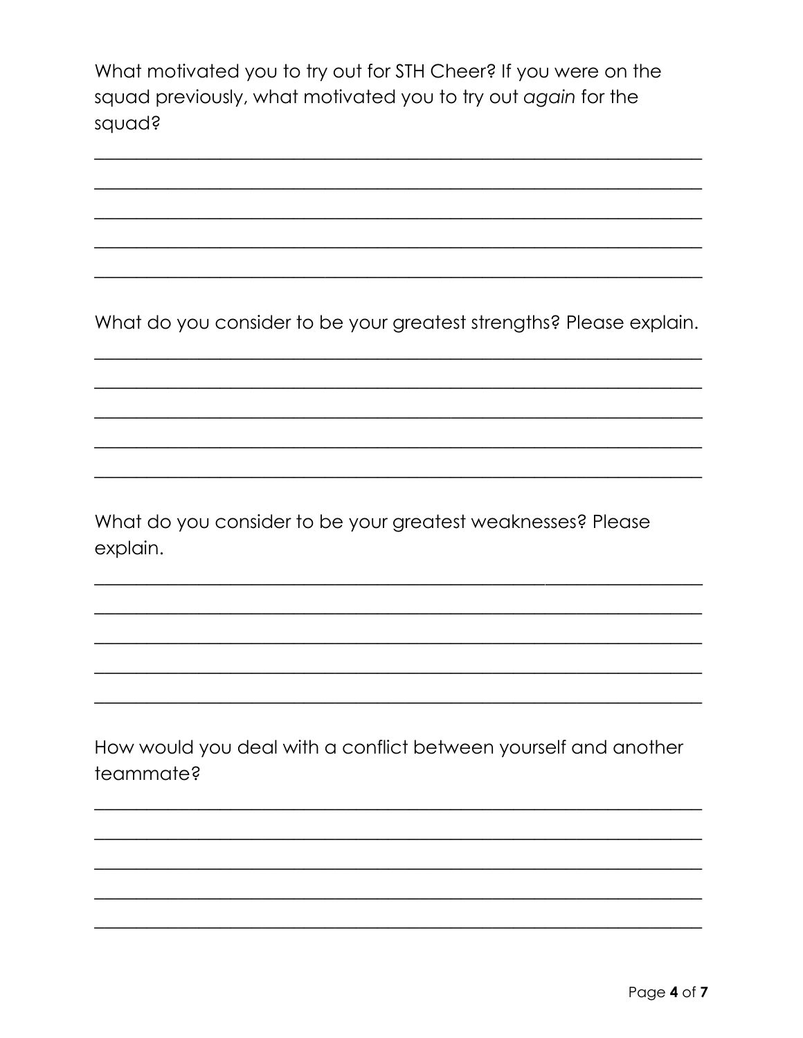What motivated you to try out for STH Cheer? If you were on the squad previously, what motivated you to try out *again* for the squad?

_______________________________________________________________

_______________________________________________________________

_______________________________________________________________

_______________________________________________________________

_______________________________________________________________

What do you consider to be your greatest strengths? Please explain.

_______________________________________________________________

_______________________________________________________________

_______________________________________________________________

_______________________________________________________________

_______________________________________________________________

What do you consider to be your greatest weaknesses? Please explain.

_______________________________________________________________

_______________________________________________________________

_______________________________________________________________

_______________________________________________________________

_______________________________________________________________

How would you deal with a conflict between yourself and another teammate?

_______________________________________________________________

_______________________________________________________________

_______________________________________________________________

_______________________________________________________________

_______________________________________________________________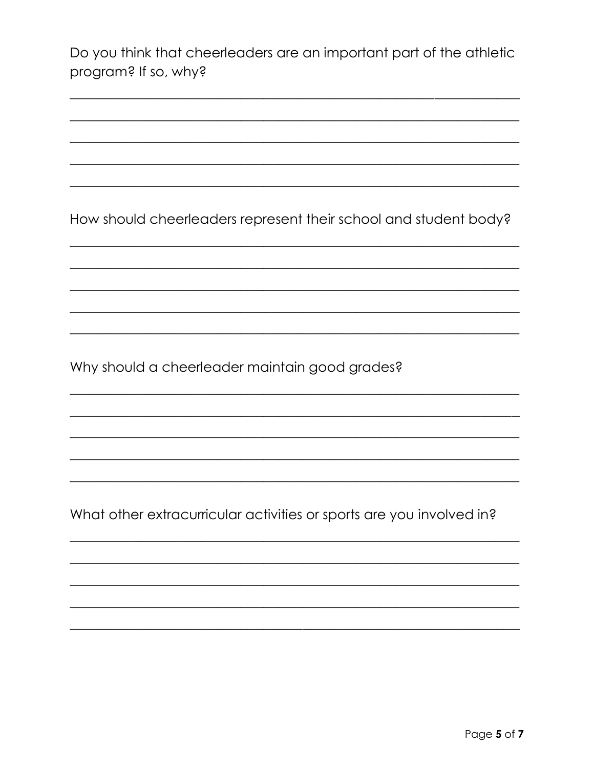Do you think that cheerleaders are an important part of the athletic program? If so, why?

___________________________________________________________________

___________________________________________________________________

___________________________________________________________________

___________________________________________________________________

___________________________________________________________________

How should cheerleaders represent their school and student body?

___________________________________________________________________

___________________________________________________________________

___________________________________________________________________

___________________________________________________________________

___________________________________________________________________

Why should a cheerleader maintain good grades?

___________________________________________________________________

___________________________________________________________________

___________________________________________________________________

___________________________________________________________________

___________________________________________________________________

What other extracurricular activities or sports are you involved in?

___________________________________________________________________

___________________________________________________________________

___________________________________________________________________

___________________________________________________________________

___________________________________________________________________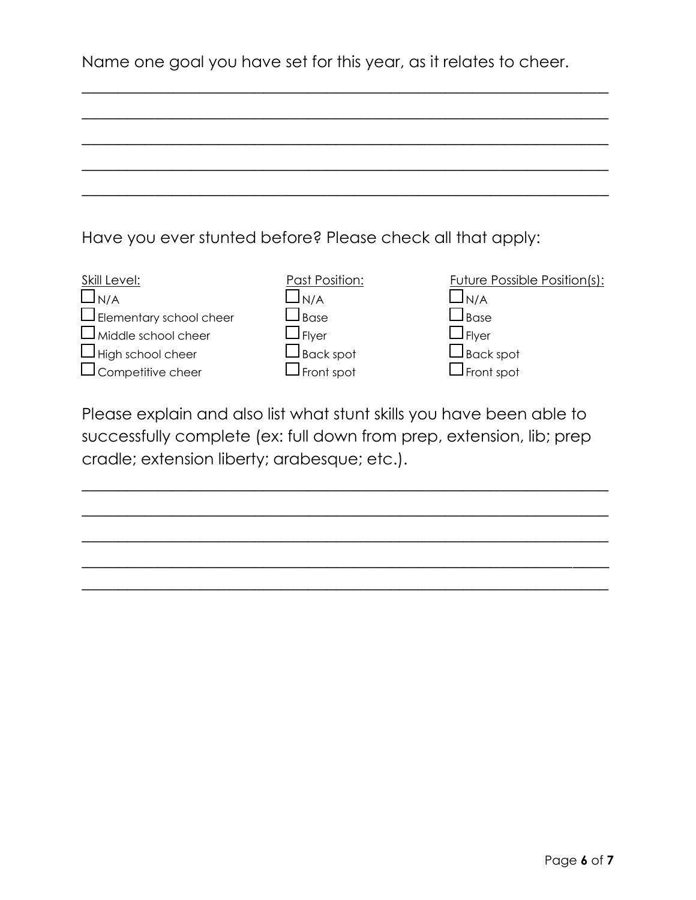Name one goal you have set for this year, as it relates to cheer.

\_\_\_\_\_\_\_\_\_\_\_\_\_\_\_\_\_\_\_\_\_\_\_\_\_\_\_\_\_\_\_\_\_\_\_\_\_\_\_\_\_\_\_\_\_\_\_\_\_\_\_\_\_\_\_\_\_\_\_\_

\_\_\_\_\_\_\_\_\_\_\_\_\_\_\_\_\_\_\_\_\_\_\_\_\_\_\_\_\_\_\_\_\_\_\_\_\_\_\_\_\_\_\_\_\_\_\_\_\_\_\_\_\_\_\_\_\_\_\_\_

\_\_\_\_\_\_\_\_\_\_\_\_\_\_\_\_\_\_\_\_\_\_\_\_\_\_\_\_\_\_\_\_\_\_\_\_\_\_\_\_\_\_\_\_\_\_\_\_\_\_\_\_\_\_\_\_\_\_\_\_

\_\_\_\_\_\_\_\_\_\_\_\_\_\_\_\_\_\_\_\_\_\_\_\_\_\_\_\_\_\_\_\_\_\_\_\_\_\_\_\_\_\_\_\_\_\_\_\_\_\_\_\_\_\_\_\_\_\_\_\_

\_\_\_\_\_\_\_\_\_\_\_\_\_\_\_\_\_\_\_\_\_\_\_\_\_\_\_\_\_\_\_\_\_\_\_\_\_\_\_\_\_\_\_\_\_\_\_\_\_\_\_\_\_\_\_\_\_\_\_\_

Have you ever stunted before? Please check all that apply:

| Skill Level: | Past Position: | Future Possible Position(s): |
|---|---|---|
| ☐ N/A | ☐ N/A | ☐ N/A |
| ☐ Elementary school cheer | ☐ Base | ☐ Base |
| ☐ Middle school cheer | ☐ Flyer | ☐ Flyer |
| ☐ High school cheer | ☐ Back spot | ☐ Back spot |
| ☐ Competitive cheer | ☐ Front spot | ☐ Front spot |

Please explain and also list what stunt skills you have been able to successfully complete (ex: full down from prep, extension, lib; prep cradle; extension liberty; arabesque; etc.).

\_\_\_\_\_\_\_\_\_\_\_\_\_\_\_\_\_\_\_\_\_\_\_\_\_\_\_\_\_\_\_\_\_\_\_\_\_\_\_\_\_\_\_\_\_\_\_\_\_\_\_\_\_\_\_\_\_\_\_\_

\_\_\_\_\_\_\_\_\_\_\_\_\_\_\_\_\_\_\_\_\_\_\_\_\_\_\_\_\_\_\_\_\_\_\_\_\_\_\_\_\_\_\_\_\_\_\_\_\_\_\_\_\_\_\_\_\_\_\_\_

\_\_\_\_\_\_\_\_\_\_\_\_\_\_\_\_\_\_\_\_\_\_\_\_\_\_\_\_\_\_\_\_\_\_\_\_\_\_\_\_\_\_\_\_\_\_\_\_\_\_\_\_\_\_\_\_\_\_\_\_

\_\_\_\_\_\_\_\_\_\_\_\_\_\_\_\_\_\_\_\_\_\_\_\_\_\_\_\_\_\_\_\_\_\_\_\_\_\_\_\_\_\_\_\_\_\_\_\_\_\_\_\_\_\_\_\_\_\_\_\_

\_\_\_\_\_\_\_\_\_\_\_\_\_\_\_\_\_\_\_\_\_\_\_\_\_\_\_\_\_\_\_\_\_\_\_\_\_\_\_\_\_\_\_\_\_\_\_\_\_\_\_\_\_\_\_\_\_\_\_\_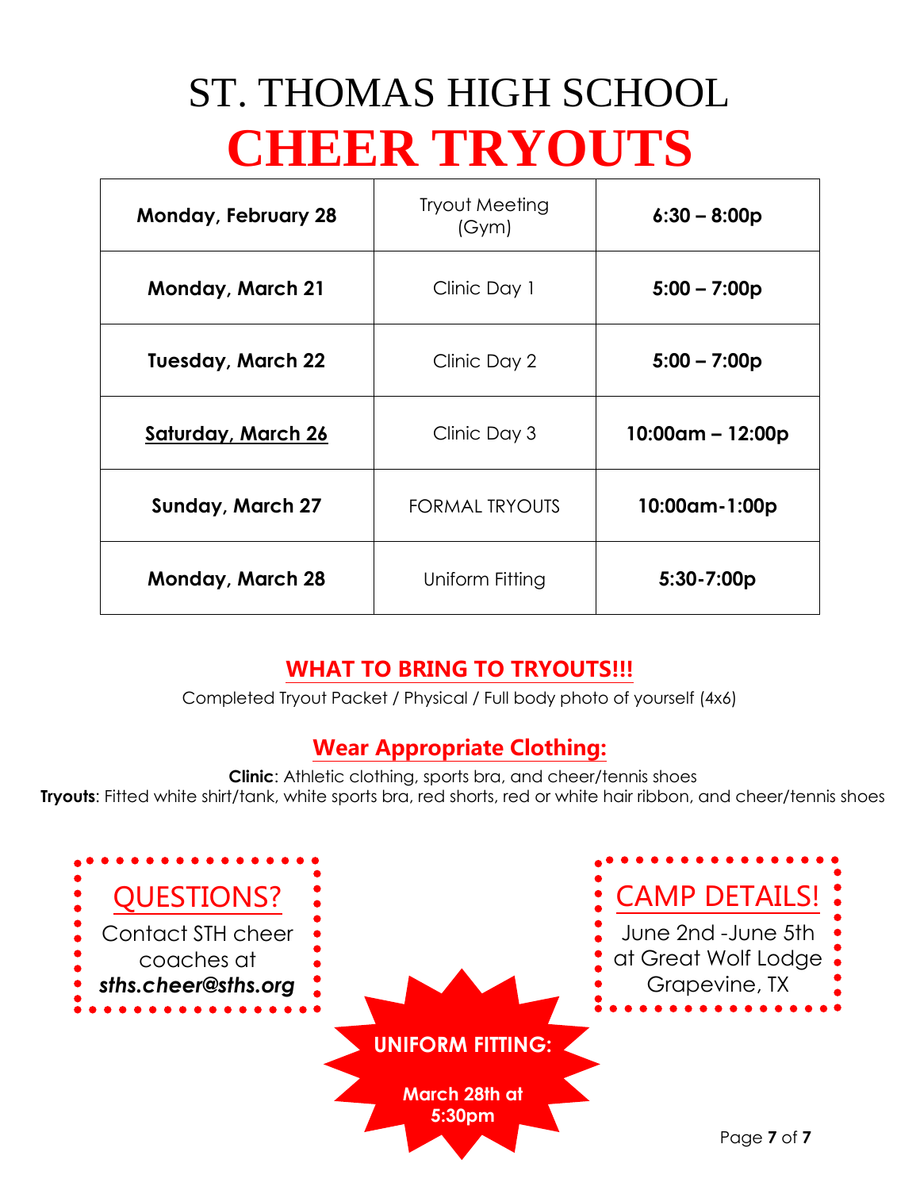# ST. THOMAS HIGH SCHOOL

# CHEER TRYOUTS

| | | |
|---|---|---|
| **Monday, February 28** | Tryout Meeting (Gym) | **6:30 – 8:00p** |
| **Monday, March 21** | Clinic Day 1 | **5:00 – 7:00p** |
| **Tuesday, March 22** | Clinic Day 2 | **5:00 – 7:00p** |
| **Saturday, March 26** | Clinic Day 3 | **10:00am – 12:00p** |
| **Sunday, March 27** | FORMAL TRYOUTS | **10:00am-1:00p** |
| **Monday, March 28** | Uniform Fitting | **5:30-7:00p** |

## WHAT TO BRING TO TRYOUTS!!!

Completed Tryout Packet / Physical / Full body photo of yourself (4x6)

## Wear Appropriate Clothing:

**Clinic**: Athletic clothing, sports bra, and cheer/tennis shoes

**Tryouts**: Fitted white shirt/tank, white sports bra, red shorts, red or white hair ribbon, and cheer/tennis shoes

### QUESTIONS?

Contact STH cheer coaches at ***sths.cheer@sths.org***

### CAMP DETAILS!

June 2nd -June 5th at Great Wolf Lodge Grapevine, TX

**UNIFORM FITTING:**

**March 28th at 5:30pm**